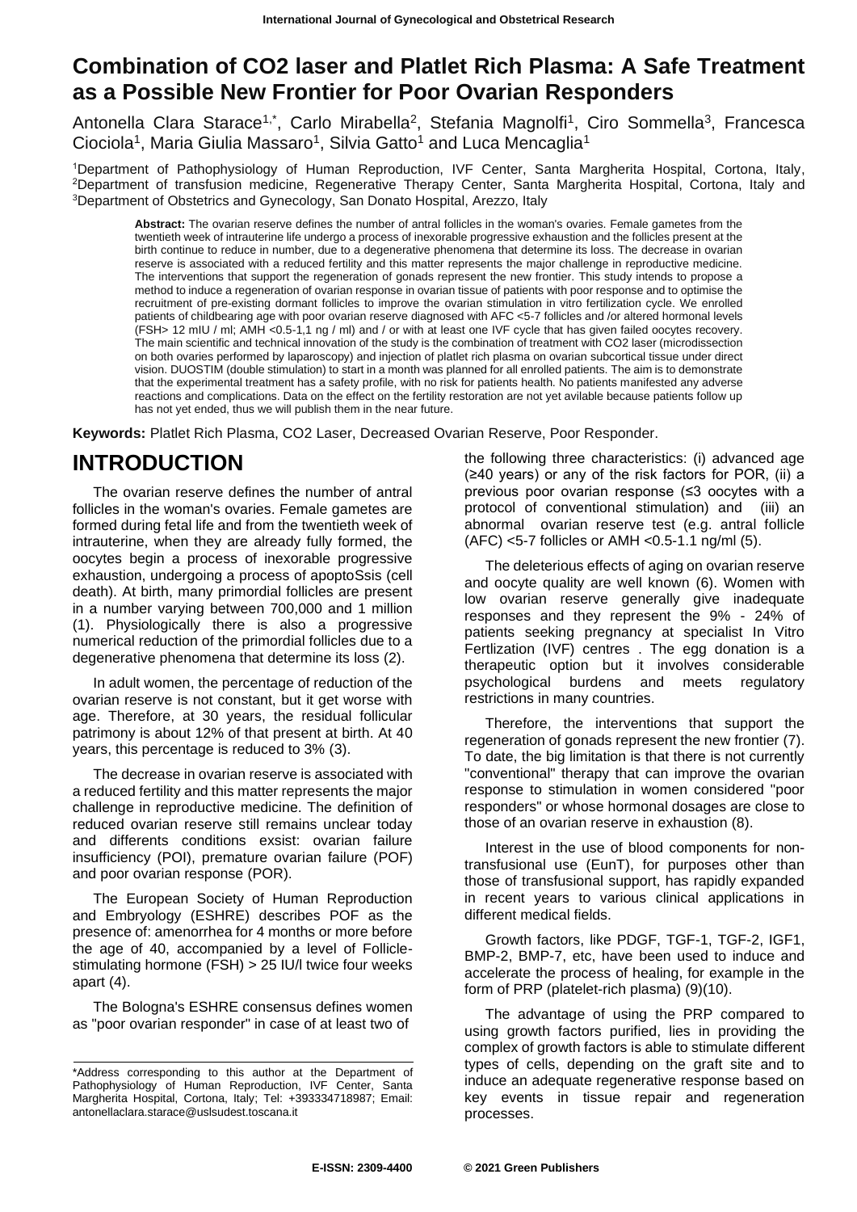# Combination of CO2 laser and Platlet Rich Plasma: A Safe Treatment as a Possible New Frontier for Poor Ovarian Responders

Antonella Clara Starace[1,*], Carlo Mirabella[2], Stefania Magnolfi[1], Ciro Sommella[3], Francesca Ciociola[1], Maria Giulia Massaro[1], Silvia Gatto[1] and Luca Mencaglia[1]

[1]Department of Pathophysiology of Human Reproduction, IVF Center, Santa Margherita Hospital, Cortona, Italy, [2]Department of transfusion medicine, Regenerative Therapy Center, Santa Margherita Hospital, Cortona, Italy and [3]Department of Obstetrics and Gynecology, San Donato Hospital, Arezzo, Italy

**Abstract:** The ovarian reserve defines the number of antral follicles in the woman's ovaries. Female gametes from the twentieth week of intrauterine life undergo a process of inexorable progressive exhaustion and the follicles present at the birth continue to reduce in number, due to a degenerative phenomena that determine its loss. The decrease in ovarian reserve is associated with a reduced fertility and this matter represents the major challenge in reproductive medicine. The interventions that support the regeneration of gonads represent the new frontier. This study intends to propose a method to induce a regeneration of ovarian response in ovarian tissue of patients with poor response and to optimise the recruitment of pre-existing dormant follicles to improve the ovarian stimulation in vitro fertilization cycle. We enrolled patients of childbearing age with poor ovarian reserve diagnosed with AFC <5-7 follicles and /or altered hormonal levels (FSH> 12 mIU / ml; AMH <0.5-1,1 ng / ml) and / or with at least one IVF cycle that has given failed oocytes recovery. The main scientific and technical innovation of the study is the combination of treatment with CO2 laser (microdissection on both ovaries performed by laparoscopy) and injection of platlet rich plasma on ovarian subcortical tissue under direct vision. DUOSTIM (double stimulation) to start in a month was planned for all enrolled patients. The aim is to demonstrate that the experimental treatment has a safety profile, with no risk for patients health. No patients manifested any adverse reactions and complications. Data on the effect on the fertility restoration are not yet avilable because patients follow up has not yet ended, thus we will publish them in the near future.

**Keywords:** Platlet Rich Plasma, CO2 Laser, Decreased Ovarian Reserve, Poor Responder.

## INTRODUCTION

The ovarian reserve defines the number of antral follicles in the woman's ovaries. Female gametes are formed during fetal life and from the twentieth week of intrauterine, when they are already fully formed, the oocytes begin a process of inexorable progressive exhaustion, undergoing a process of apoptoSsis (cell death). At birth, many primordial follicles are present in a number varying between 700,000 and 1 million (1). Physiologically there is also a progressive numerical reduction of the primordial follicles due to a degenerative phenomena that determine its loss (2).

In adult women, the percentage of reduction of the ovarian reserve is not constant, but it get worse with age. Therefore, at 30 years, the residual follicular patrimony is about 12% of that present at birth. At 40 years, this percentage is reduced to 3% (3).

The decrease in ovarian reserve is associated with a reduced fertility and this matter represents the major challenge in reproductive medicine. The definition of reduced ovarian reserve still remains unclear today and differents conditions exsist: ovarian failure insufficiency (POI), premature ovarian failure (POF) and poor ovarian response (POR).

The European Society of Human Reproduction and Embryology (ESHRE) describes POF as the presence of: amenorrhea for 4 months or more before the age of 40, accompanied by a level of Follicle-stimulating hormone (FSH) > 25 IU/l twice four weeks apart (4).

The Bologna's ESHRE consensus defines women as "poor ovarian responder" in case of at least two of the following three characteristics: (i) advanced age (≥40 years) or any of the risk factors for POR, (ii) a previous poor ovarian response (≤3 oocytes with a protocol of conventional stimulation) and (iii) an abnormal ovarian reserve test (e.g. antral follicle (AFC) <5-7 follicles or AMH <0.5-1.1 ng/ml (5).

The deleterious effects of aging on ovarian reserve and oocyte quality are well known (6). Women with low ovarian reserve generally give inadequate responses and they represent the 9% - 24% of patients seeking pregnancy at specialist In Vitro Fertlization (IVF) centres . The egg donation is a therapeutic option but it involves considerable psychological burdens and meets regulatory restrictions in many countries.

Therefore, the interventions that support the regeneration of gonads represent the new frontier (7). To date, the big limitation is that there is not currently "conventional" therapy that can improve the ovarian response to stimulation in women considered "poor responders" or whose hormonal dosages are close to those of an ovarian reserve in exhaustion (8).

Interest in the use of blood components for non-transfusional use (EunT), for purposes other than those of transfusional support, has rapidly expanded in recent years to various clinical applications in different medical fields.

Growth factors, like PDGF, TGF-1, TGF-2, IGF1, BMP-2, BMP-7, etc, have been used to induce and accelerate the process of healing, for example in the form of PRP (platelet-rich plasma) (9)(10).

The advantage of using the PRP compared to using growth factors purified, lies in providing the complex of growth factors is able to stimulate different types of cells, depending on the graft site and to induce an adequate regenerative response based on key events in tissue repair and regeneration processes.

*Address corresponding to this author at the Department of Pathophysiology of Human Reproduction, IVF Center, Santa Margherita Hospital, Cortona, Italy; Tel: +393334718987; Email: antonellaclara.starace@uslsudest.toscana.it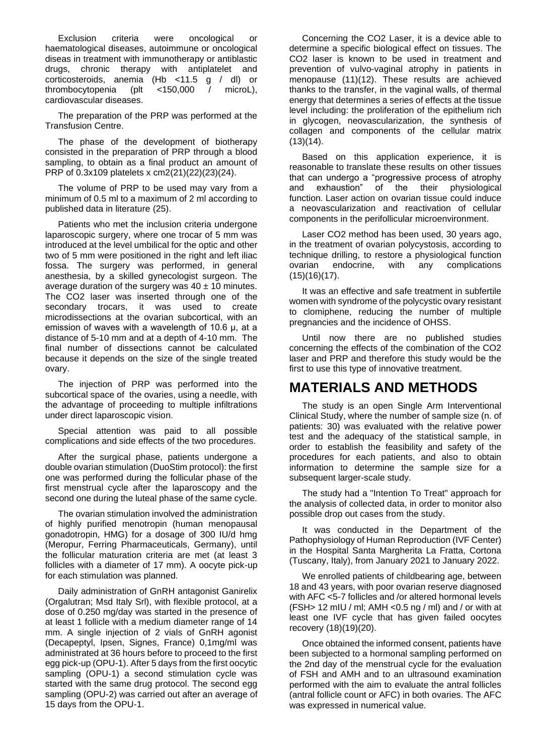Exclusion criteria were oncological or haematological diseases, autoimmune or oncological diseas in treatment with immunotherapy or antiblastic drugs, chronic therapy with antiplatelet and corticosteroids, anemia (Hb <11.5 g / dl) or thrombocytopenia (plt <150,000 / microL), cardiovascular diseases.

The preparation of the PRP was performed at the Transfusion Centre.

The phase of the development of biotherapy consisted in the preparation of PRP through a blood sampling, to obtain as a final product an amount of PRP of 0.3x109 platelets x cm2(21)(22)(23)(24).

The volume of PRP to be used may vary from a minimum of 0.5 ml to a maximum of 2 ml according to published data in literature (25).

Patients who met the inclusion criteria undergone laparoscopic surgery, where one trocar of 5 mm was introduced at the level umbilical for the optic and other two of 5 mm were positioned in the right and left iliac fossa. The surgery was performed, in general anesthesia, by a skilled gynecologist surgeon. The average duration of the surgery was $40 \pm 10$ minutes. The CO2 laser was inserted through one of the secondary trocars, it was used to create microdissections at the ovarian subcortical, with an emission of waves with a wavelength of 10.6 µ, at a distance of 5-10 mm and at a depth of 4-10 mm. The final number of dissections cannot be calculated because it depends on the size of the single treated ovary.

The injection of PRP was performed into the subcortical space of the ovaries, using a needle, with the advantage of proceeding to multiple infiltrations under direct laparoscopic vision.

Special attention was paid to all possible complications and side effects of the two procedures.

After the surgical phase, patients undergone a double ovarian stimulation (DuoStim protocol): the first one was performed during the follicular phase of the first menstrual cycle after the laparoscopy and the second one during the luteal phase of the same cycle.

The ovarian stimulation involved the administration of highly purified menotropin (human menopausal gonadotropin, HMG) for a dosage of 300 IU/d hmg (Meropur, Ferring Pharmaceuticals, Germany), until the follicular maturation criteria are met (at least 3 follicles with a diameter of 17 mm). A oocyte pick-up for each stimulation was planned.

Daily administration of GnRH antagonist Ganirelix (Orgalutran; Msd Italy Srl), with flexible protocol, at a dose of 0.250 mg/day was started in the presence of at least 1 follicle with a medium diameter range of 14 mm. A single injection of 2 vials of GnRH agonist (Decapeptyl, Ipsen, Signes, France) 0,1mg/ml was administrated at 36 hours before to proceed to the first egg pick-up (OPU-1). After 5 days from the first oocytic sampling (OPU-1) a second stimulation cycle was started with the same drug protocol. The second egg sampling (OPU-2) was carried out after an average of 15 days from the OPU-1.

Concerning the CO2 Laser, it is a device able to determine a specific biological effect on tissues. The CO2 laser is known to be used in treatment and prevention of vulvo-vaginal atrophy in patients in menopause (11)(12). These results are achieved thanks to the transfer, in the vaginal walls, of thermal energy that determines a series of effects at the tissue level including: the proliferation of the epithelium rich in glycogen, neovascularization, the synthesis of collagen and components of the cellular matrix (13)(14).

Based on this application experience, it is reasonable to translate these results on other tissues that can undergo a "progressive process of atrophy and exhaustion" of the their physiological function. Laser action on ovarian tissue could induce a neovascularization and reactivation of cellular components in the perifollicular microenvironment.

Laser CO2 method has been used, 30 years ago, in the treatment of ovarian polycystosis, according to technique drilling, to restore a physiological function ovarian endocrine, with any complications (15)(16)(17).

It was an effective and safe treatment in subfertile women with syndrome of the polycystic ovary resistant to clomiphene, reducing the number of multiple pregnancies and the incidence of OHSS.

Until now there are no published studies concerning the effects of the combination of the CO2 laser and PRP and therefore this study would be the first to use this type of innovative treatment.

# MATERIALS AND METHODS

The study is an open Single Arm Interventional Clinical Study, where the number of sample size (n. of patients: 30) was evaluated with the relative power test and the adequacy of the statistical sample, in order to establish the feasibility and safety of the procedures for each patients, and also to obtain information to determine the sample size for a subsequent larger-scale study.

The study had a "Intention To Treat" approach for the analysis of collected data, in order to monitor also possible drop out cases from the study.

It was conducted in the Department of the Pathophysiology of Human Reproduction (IVF Center) in the Hospital Santa Margherita La Fratta, Cortona (Tuscany, Italy), from January 2021 to January 2022.

We enrolled patients of childbearing age, between 18 and 43 years, with poor ovarian reserve diagnosed with AFC <5-7 follicles and /or altered hormonal levels (FSH> 12 mIU / ml; AMH <0.5 ng / ml) and / or with at least one IVF cycle that has given failed oocytes recovery (18)(19)(20).

Once obtained the informed consent, patients have been subjected to a hormonal sampling performed on the 2nd day of the menstrual cycle for the evaluation of FSH and AMH and to an ultrasound examination performed with the aim to evaluate the antral follicles (antral follicle count or AFC) in both ovaries. The AFC was expressed in numerical value.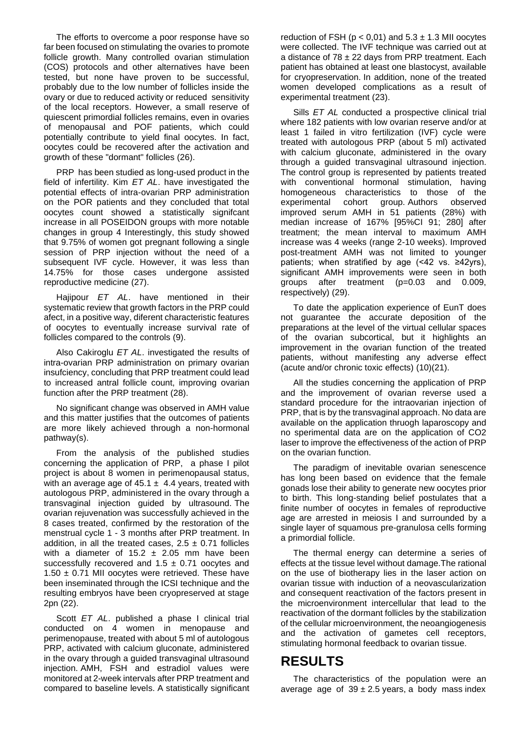The efforts to overcome a poor response have so far been focused on stimulating the ovaries to promote follicle growth. Many controlled ovarian stimulation (COS) protocols and other alternatives have been tested, but none have proven to be successful, probably due to the low number of follicles inside the ovary or due to reduced activity or reduced sensitivity of the local receptors. However, a small reserve of quiescent primordial follicles remains, even in ovaries of menopausal and POF patients, which could potentially contribute to yield final oocytes. In fact, oocytes could be recovered after the activation and growth of these "dormant" follicles (26).

PRP has been studied as long-used product in the field of infertility. Kim *ET AL*. have investigated the potential effects of intra-ovarian PRP administration on the POR patients and they concluded that total oocytes count showed a statistically signifcant increase in all POSEIDON groups with more notable changes in group 4 Interestingly, this study showed that 9.75% of women got pregnant following a single session of PRP injection without the need of a subsequent IVF cycle. However, it was less than 14.75% for those cases undergone assisted reproductive medicine (27).

Hajipour *ET AL*. have mentioned in their systematic review that growth factors in the PRP could afect, in a positive way, diferent characteristic features of oocytes to eventually increase survival rate of follicles compared to the controls (9).

Also Cakiroglu *ET AL*. investigated the results of intra-ovarian PRP administration on primary ovarian insufciency, concluding that PRP treatment could lead to increased antral follicle count, improving ovarian function after the PRP treatment (28).

No significant change was observed in AMH value and this matter justifies that the outcomes of patients are more likely achieved through a non-hormonal pathway(s).

From the analysis of the published studies concerning the application of PRP, a phase I pilot project is about 8 women in perimenopausal status, with an average age of 45.1 ± 4.4 years, treated with autologous PRP, administered in the ovary through a transvaginal injection guided by ultrasound. The ovarian rejuvenation was successfully achieved in the 8 cases treated, confirmed by the restoration of the menstrual cycle 1 - 3 months after PRP treatment. In addition, in all the treated cases, 2.5 ± 0.71 follicles with a diameter of 15.2 ± 2.05 mm have been successfully recovered and 1.5 ± 0.71 oocytes and 1.50 ± 0.71 MII oocytes were retrieved. These have been inseminated through the ICSI technique and the resulting embryos have been cryopreserved at stage 2pn (22).

Scott *ET AL*. published a phase I clinical trial conducted on 4 women in menopause and perimenopause, treated with about 5 ml of autologous PRP, activated with calcium gluconate, administered in the ovary through a guided transvaginal ultrasound injection. AMH, FSH and estradiol values were monitored at 2-week intervals after PRP treatment and compared to baseline levels. A statistically significant reduction of FSH ($p < 0,01$) and 5.3 ± 1.3 MII oocytes were collected. The IVF technique was carried out at a distance of 78 ± 22 days from PRP treatment. Each patient has obtained at least one blastocyst, available for cryopreservation. In addition, none of the treated women developed complications as a result of experimental treatment (23).

Sills *ET AL* conducted a prospective clinical trial where 182 patients with low ovarian reserve and/or at least 1 failed in vitro fertilization (IVF) cycle were treated with autologous PRP (about 5 ml) activated with calcium gluconate, administered in the ovary through a guided transvaginal ultrasound injection. The control group is represented by patients treated with conventional hormonal stimulation, having homogeneous characteristics to those of the experimental cohort group. Authors observed improved serum AMH in 51 patients (28%) with median increase of 167% [95%CI 91; 280] after treatment; the mean interval to maximum AMH increase was 4 weeks (range 2-10 weeks). Improved post-treatment AMH was not limited to younger patients; when stratified by age (<42 vs. ≥42yrs), significant AMH improvements were seen in both groups after treatment ($p=0.03$ and 0.009, respectively) (29).

To date the application experience of EunT does not guarantee the accurate deposition of the preparations at the level of the virtual cellular spaces of the ovarian subcortical, but it highlights an improvement in the ovarian function of the treated patients, without manifesting any adverse effect (acute and/or chronic toxic effects) (10)(21).

All the studies concerning the application of PRP and the improvement of ovarian reverse used a standard procedure for the intraovarian injection of PRP, that is by the transvaginal approach. No data are available on the application thruogh laparoscopy and no sperimental data are on the application of $CO_2$ laser to improve the effectiveness of the action of PRP on the ovarian function.

The paradigm of inevitable ovarian senescence has long been based on evidence that the female gonads lose their ability to generate new oocytes prior to birth. This long-standing belief postulates that a finite number of oocytes in females of reproductive age are arrested in meiosis I and surrounded by a single layer of squamous pre-granulosa cells forming a primordial follicle.

The thermal energy can determine a series of effects at the tissue level without damage.The rational on the use of biotherapy lies in the laser action on ovarian tissue with induction of a neovascularization and consequent reactivation of the factors present in the microenvironment intercellular that lead to the reactivation of the dormant follicles by the stabilization of the cellular microenvironment, the neoangiogenesis and the activation of gametes cell receptors, stimulating hormonal feedback to ovarian tissue.

## RESULTS

The characteristics of the population were an average age of 39 ± 2.5 years, a body mass index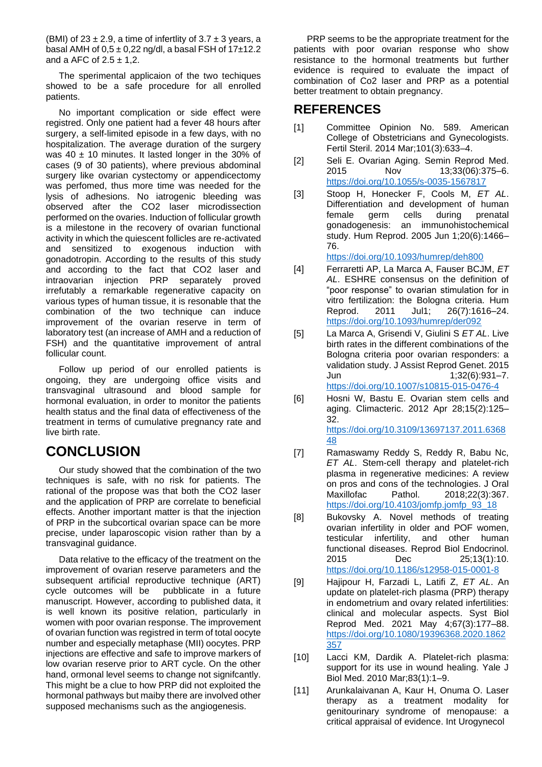(BMI) of 23 ± 2.9, a time of infertlity of 3.7 ± 3 years, a basal AMH of 0,5 ± 0,22 ng/dl, a basal FSH of 17±12.2 and a AFC of 2.5 ± 1,2.

The sperimental applicaion of the two techiques showed to be a safe procedure for all enrolled patients.

No important complication or side effect were registred. Only one patient had a fever 48 hours after surgery, a self-limited episode in a few days, with no hospitalization. The average duration of the surgery was 40 ± 10 minutes. It lasted longer in the 30% of cases (9 of 30 patients), where previous abdominal surgery like ovarian cystectomy or appendicectomy was perfomed, thus more time was needed for the lysis of adhesions. No iatrogenic bleeding was observed after the CO2 laser microdissection performed on the ovaries. Induction of follicular growth is a milestone in the recovery of ovarian functional activity in which the quiescent follicles are re-activated and sensitized to exogenous induction with gonadotropin. According to the results of this study and according to the fact that CO2 laser and intraovarian injection PRP separately proved irrefutably a remarkable regenerative capacity on various types of human tissue, it is resonable that the combination of the two technique can induce improvement of the ovarian reserve in term of laboratory test (an increase of AMH and a reduction of FSH) and the quantitative improvement of antral follicular count.

Follow up period of our enrolled patients is ongoing, they are undergoing office visits and transvaginal ultrasound and blood sample for hormonal evaluation, in order to monitor the patients health status and the final data of effectiveness of the treatment in terms of cumulative pregnancy rate and live birth rate.

# CONCLUSION

Our study showed that the combination of the two techniques is safe, with no risk for patients. The rational of the propose was that both the CO2 laser and the application of PRP are correlate to beneficial effects. Another important matter is that the injection of PRP in the subcortical ovarian space can be more precise, under laparoscopic vision rather than by a transvaginal guidance.

Data relative to the efficacy of the treatment on the improvement of ovarian reserve parameters and the subsequent artificial reproductive technique (ART) cycle outcomes will be pubblicate in a future manuscript. However, according to published data, it is well known its positive relation, particularly in women with poor ovarian response. The improvement of ovarian function was registred in term of total oocyte number and especially metaphase (MII) oocytes. PRP injections are effective and safe to improve markers of low ovarian reserve prior to ART cycle. On the other hand, ormonal level seems to change not signifcantly. This might be a clue to how PRP did not exploited the hormonal pathways but maiby there are involved other supposed mechanisms such as the angiogenesis.

PRP seems to be the appropriate treatment for the patients with poor ovarian response who show resistance to the hormonal treatments but further evidence is required to evaluate the impact of combination of Co2 laser and PRP as a potential better treatment to obtain pregnancy.

# REFERENCES

[1] Committee Opinion No. 589. American College of Obstetricians and Gynecologists. Fertil Steril. 2014 Mar;101(3):633–4.

[2] Seli E. Ovarian Aging. Semin Reprod Med. 2015 Nov 13;33(06):375–6. https://doi.org/10.1055/s-0035-1567817

[3] Stoop H, Honecker F, Cools M, *ET AL*. Differentiation and development of human female germ cells during prenatal gonadogenesis: an immunohistochemical study. Hum Reprod. 2005 Jun 1;20(6):1466–76. https://doi.org/10.1093/humrep/deh800

[4] Ferraretti AP, La Marca A, Fauser BCJM, *ET AL*. ESHRE consensus on the definition of “poor response” to ovarian stimulation for in vitro fertilization: the Bologna criteria. Hum Reprod. 2011 Jul1; 26(7):1616–24. https://doi.org/10.1093/humrep/der092

[5] La Marca A, Grisendi V, Giulini S *ET AL*. Live birth rates in the different combinations of the Bologna criteria poor ovarian responders: a validation study. J Assist Reprod Genet. 2015 Jun 1;32(6):931–7. https://doi.org/10.1007/s10815-015-0476-4

[6] Hosni W, Bastu E. Ovarian stem cells and aging. Climacteric. 2012 Apr 28;15(2):125–32. https://doi.org/10.3109/13697137.2011.636848

[7] Ramaswamy Reddy S, Reddy R, Babu Nc, *ET AL*. Stem-cell therapy and platelet-rich plasma in regenerative medicines: A review on pros and cons of the technologies. J Oral Maxillofac Pathol. 2018;22(3):367. https://doi.org/10.4103/jomfp.jomfp_93_18

[8] Bukovsky A. Novel methods of treating ovarian infertility in older and POF women, testicular infertility, and other human functional diseases. Reprod Biol Endocrinol. 2015 Dec 25;13(1):10. https://doi.org/10.1186/s12958-015-0001-8

[9] Hajipour H, Farzadi L, Latifi Z, *ET AL*. An update on platelet-rich plasma (PRP) therapy in endometrium and ovary related infertilities: clinical and molecular aspects. Syst Biol Reprod Med. 2021 May 4;67(3):177–88. https://doi.org/10.1080/19396368.2020.1862357

[10] Lacci KM, Dardik A. Platelet-rich plasma: support for its use in wound healing. Yale J Biol Med. 2010 Mar;83(1):1–9.

[11] Arunkalaivanan A, Kaur H, Onuma O. Laser therapy as a treatment modality for genitourinary syndrome of menopause: a critical appraisal of evidence. Int Urogynecol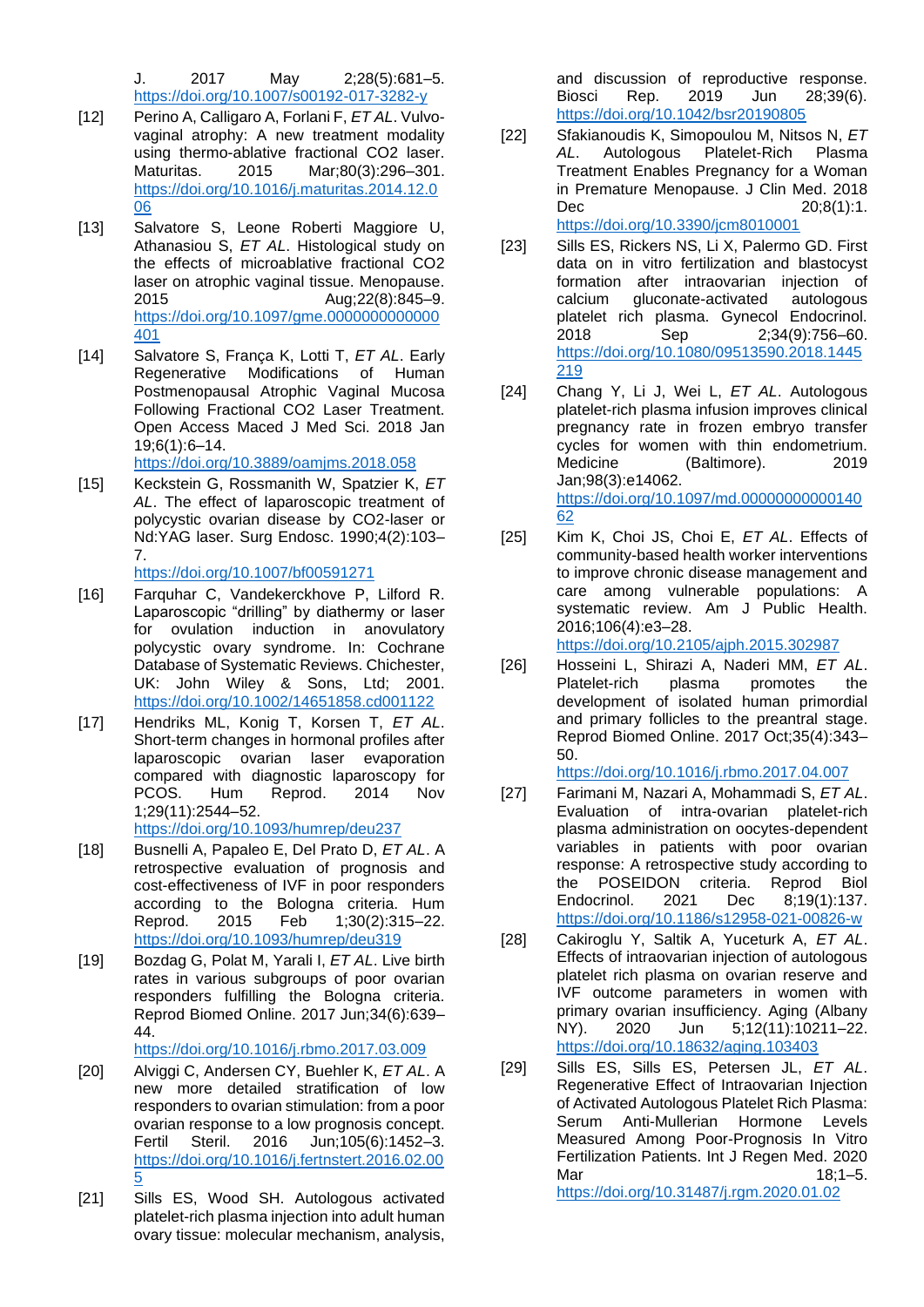J. 2017 May 2;28(5):681–5. https://doi.org/10.1007/s00192-017-3282-y

[12] Perino A, Calligaro A, Forlani F, *ET AL*. Vulvo-vaginal atrophy: A new treatment modality using thermo-ablative fractional CO2 laser. Maturitas. 2015 Mar;80(3):296–301. https://doi.org/10.1016/j.maturitas.2014.12.006

[13] Salvatore S, Leone Roberti Maggiore U, Athanasiou S, *ET AL*. Histological study on the effects of microablative fractional CO2 laser on atrophic vaginal tissue. Menopause. 2015 Aug;22(8):845–9. https://doi.org/10.1097/gme.0000000000000401

[14] Salvatore S, França K, Lotti T, *ET AL*. Early Regenerative Modifications of Human Postmenopausal Atrophic Vaginal Mucosa Following Fractional CO2 Laser Treatment. Open Access Maced J Med Sci. 2018 Jan 19;6(1):6–14. https://doi.org/10.3889/oamjms.2018.058

[15] Keckstein G, Rossmanith W, Spatzier K, *ET AL*. The effect of laparoscopic treatment of polycystic ovarian disease by CO2-laser or Nd:YAG laser. Surg Endosc. 1990;4(2):103–7. https://doi.org/10.1007/bf00591271

[16] Farquhar C, Vandekerckhove P, Lilford R. Laparoscopic "drilling" by diathermy or laser for ovulation induction in anovulatory polycystic ovary syndrome. In: Cochrane Database of Systematic Reviews. Chichester, UK: John Wiley & Sons, Ltd; 2001. https://doi.org/10.1002/14651858.cd001122

[17] Hendriks ML, Konig T, Korsen T, *ET AL*. Short-term changes in hormonal profiles after laparoscopic ovarian laser evaporation compared with diagnostic laparoscopy for PCOS. Hum Reprod. 2014 Nov 1;29(11):2544–52. https://doi.org/10.1093/humrep/deu237

[18] Busnelli A, Papaleo E, Del Prato D, *ET AL*. A retrospective evaluation of prognosis and cost-effectiveness of IVF in poor responders according to the Bologna criteria. Hum Reprod. 2015 Feb 1;30(2):315–22. https://doi.org/10.1093/humrep/deu319

[19] Bozdag G, Polat M, Yarali I, *ET AL*. Live birth rates in various subgroups of poor ovarian responders fulfilling the Bologna criteria. Reprod Biomed Online. 2017 Jun;34(6):639–44. https://doi.org/10.1016/j.rbmo.2017.03.009

[20] Alviggi C, Andersen CY, Buehler K, *ET AL*. A new more detailed stratification of low responders to ovarian stimulation: from a poor ovarian response to a low prognosis concept. Fertil Steril. 2016 Jun;105(6):1452–3. https://doi.org/10.1016/j.fertnstert.2016.02.005

[21] Sills ES, Wood SH. Autologous activated platelet-rich plasma injection into adult human ovary tissue: molecular mechanism, analysis, and discussion of reproductive response. Biosci Rep. 2019 Jun 28;39(6). https://doi.org/10.1042/bsr20190805

[22] Sfakianoudis K, Simopoulou M, Nitsos N, *ET AL*. Autologous Platelet-Rich Plasma Treatment Enables Pregnancy for a Woman in Premature Menopause. J Clin Med. 2018 Dec 20;8(1):1. https://doi.org/10.3390/jcm8010001

[23] Sills ES, Rickers NS, Li X, Palermo GD. First data on in vitro fertilization and blastocyst formation after intraovarian injection of calcium gluconate-activated autologous platelet rich plasma. Gynecol Endocrinol. 2018 Sep 2;34(9):756–60. https://doi.org/10.1080/09513590.2018.1445219

[24] Chang Y, Li J, Wei L, *ET AL*. Autologous platelet-rich plasma infusion improves clinical pregnancy rate in frozen embryo transfer cycles for women with thin endometrium. Medicine (Baltimore). 2019 Jan;98(3):e14062. https://doi.org/10.1097/md.0000000000014062

[25] Kim K, Choi JS, Choi E, *ET AL*. Effects of community-based health worker interventions to improve chronic disease management and care among vulnerable populations: A systematic review. Am J Public Health. 2016;106(4):e3–28. https://doi.org/10.2105/ajph.2015.302987

[26] Hosseini L, Shirazi A, Naderi MM, *ET AL*. Platelet-rich plasma promotes the development of isolated human primordial and primary follicles to the preantral stage. Reprod Biomed Online. 2017 Oct;35(4):343–50. https://doi.org/10.1016/j.rbmo.2017.04.007

[27] Farimani M, Nazari A, Mohammadi S, *ET AL*. Evaluation of intra-ovarian platelet-rich plasma administration on oocytes-dependent variables in patients with poor ovarian response: A retrospective study according to the POSEIDON criteria. Reprod Biol Endocrinol. 2021 Dec 8;19(1):137. https://doi.org/10.1186/s12958-021-00826-w

[28] Cakiroglu Y, Saltik A, Yuceturk A, *ET AL*. Effects of intraovarian injection of autologous platelet rich plasma on ovarian reserve and IVF outcome parameters in women with primary ovarian insufficiency. Aging (Albany NY). 2020 Jun 5;12(11):10211–22. https://doi.org/10.18632/aging.103403

[29] Sills ES, Sills ES, Petersen JL, *ET AL*. Regenerative Effect of Intraovarian Injection of Activated Autologous Platelet Rich Plasma: Serum Anti-Mullerian Hormone Levels Measured Among Poor-Prognosis In Vitro Fertilization Patients. Int J Regen Med. 2020 Mar 18;1–5. https://doi.org/10.31487/j.rgm.2020.01.02